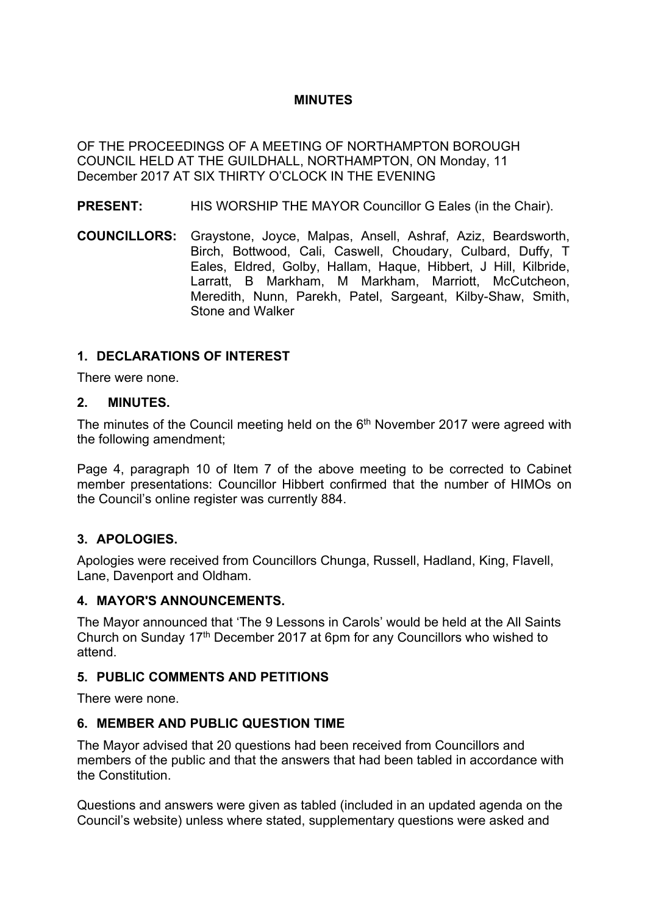# MINUTES

OF THE PROCEEDINGS OF A MEETING OF NORTHAMPTON BOROUGH COUNCIL HELD AT THE GUILDHALL, NORTHAMPTON, ON Monday, 11 December 2017 AT SIX THIRTY O'CLOCK IN THE EVENING

**PRESENT:** HIS WORSHIP THE MAYOR Councillor G Eales (in the Chair).

**COUNCILLORS:** Graystone, Joyce, Malpas, Ansell, Ashraf, Aziz, Beardsworth, Birch, Bottwood, Cali, Caswell, Choudary, Culbard, Duffy, T Eales, Eldred, Golby, Hallam, Haque, Hibbert, J Hill, Kilbride, Larratt, B Markham, M Markham, Marriott, McCutcheon, Meredith, Nunn, Parekh, Patel, Sargeant, Kilby-Shaw, Smith, Stone and Walker

## 1. DECLARATIONS OF INTEREST

There were none.

## 2. MINUTES.

The minutes of the Council meeting held on the 6th November 2017 were agreed with the following amendment;

Page 4, paragraph 10 of Item 7 of the above meeting to be corrected to Cabinet member presentations: Councillor Hibbert confirmed that the number of HIMOs on the Council's online register was currently 884.

## 3. APOLOGIES.

Apologies were received from Councillors Chunga, Russell, Hadland, King, Flavell, Lane, Davenport and Oldham.

## 4. MAYOR'S ANNOUNCEMENTS.

The Mayor announced that 'The 9 Lessons in Carols' would be held at the All Saints Church on Sunday 17th December 2017 at 6pm for any Councillors who wished to attend.

## 5. PUBLIC COMMENTS AND PETITIONS

There were none.

## 6. MEMBER AND PUBLIC QUESTION TIME

The Mayor advised that 20 questions had been received from Councillors and members of the public and that the answers that had been tabled in accordance with the Constitution.

Questions and answers were given as tabled (included in an updated agenda on the Council's website) unless where stated, supplementary questions were asked and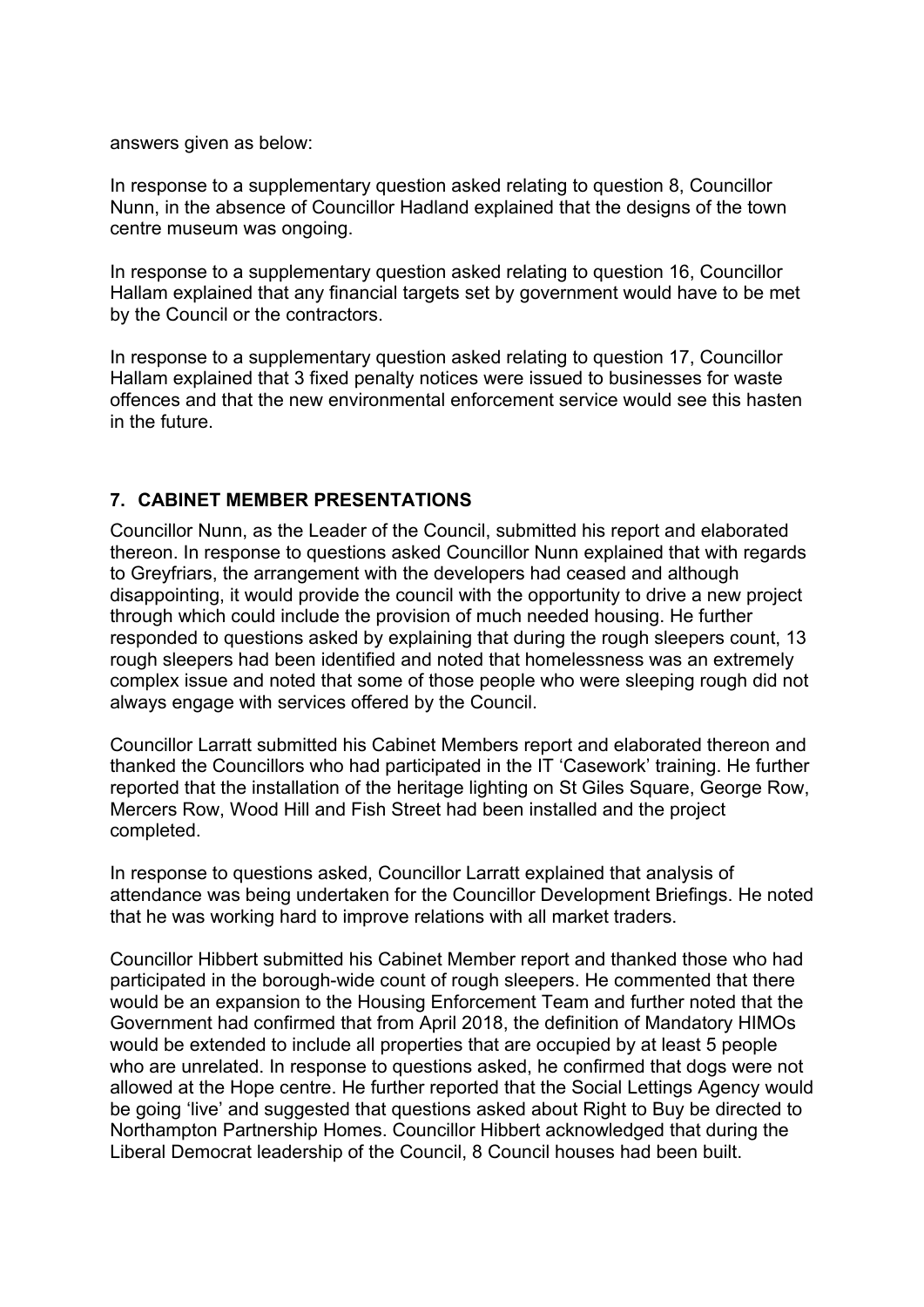answers given as below:

In response to a supplementary question asked relating to question 8, Councillor Nunn, in the absence of Councillor Hadland explained that the designs of the town centre museum was ongoing.

In response to a supplementary question asked relating to question 16, Councillor Hallam explained that any financial targets set by government would have to be met by the Council or the contractors.

In response to a supplementary question asked relating to question 17, Councillor Hallam explained that 3 fixed penalty notices were issued to businesses for waste offences and that the new environmental enforcement service would see this hasten in the future.

## 7. CABINET MEMBER PRESENTATIONS

Councillor Nunn, as the Leader of the Council, submitted his report and elaborated thereon. In response to questions asked Councillor Nunn explained that with regards to Greyfriars, the arrangement with the developers had ceased and although disappointing, it would provide the council with the opportunity to drive a new project through which could include the provision of much needed housing. He further responded to questions asked by explaining that during the rough sleepers count, 13 rough sleepers had been identified and noted that homelessness was an extremely complex issue and noted that some of those people who were sleeping rough did not always engage with services offered by the Council.

Councillor Larratt submitted his Cabinet Members report and elaborated thereon and thanked the Councillors who had participated in the IT 'Casework' training. He further reported that the installation of the heritage lighting on St Giles Square, George Row, Mercers Row, Wood Hill and Fish Street had been installed and the project completed.

In response to questions asked, Councillor Larratt explained that analysis of attendance was being undertaken for the Councillor Development Briefings. He noted that he was working hard to improve relations with all market traders.

Councillor Hibbert submitted his Cabinet Member report and thanked those who had participated in the borough-wide count of rough sleepers. He commented that there would be an expansion to the Housing Enforcement Team and further noted that the Government had confirmed that from April 2018, the definition of Mandatory HIMOs would be extended to include all properties that are occupied by at least 5 people who are unrelated. In response to questions asked, he confirmed that dogs were not allowed at the Hope centre. He further reported that the Social Lettings Agency would be going 'live' and suggested that questions asked about Right to Buy be directed to Northampton Partnership Homes. Councillor Hibbert acknowledged that during the Liberal Democrat leadership of the Council, 8 Council houses had been built.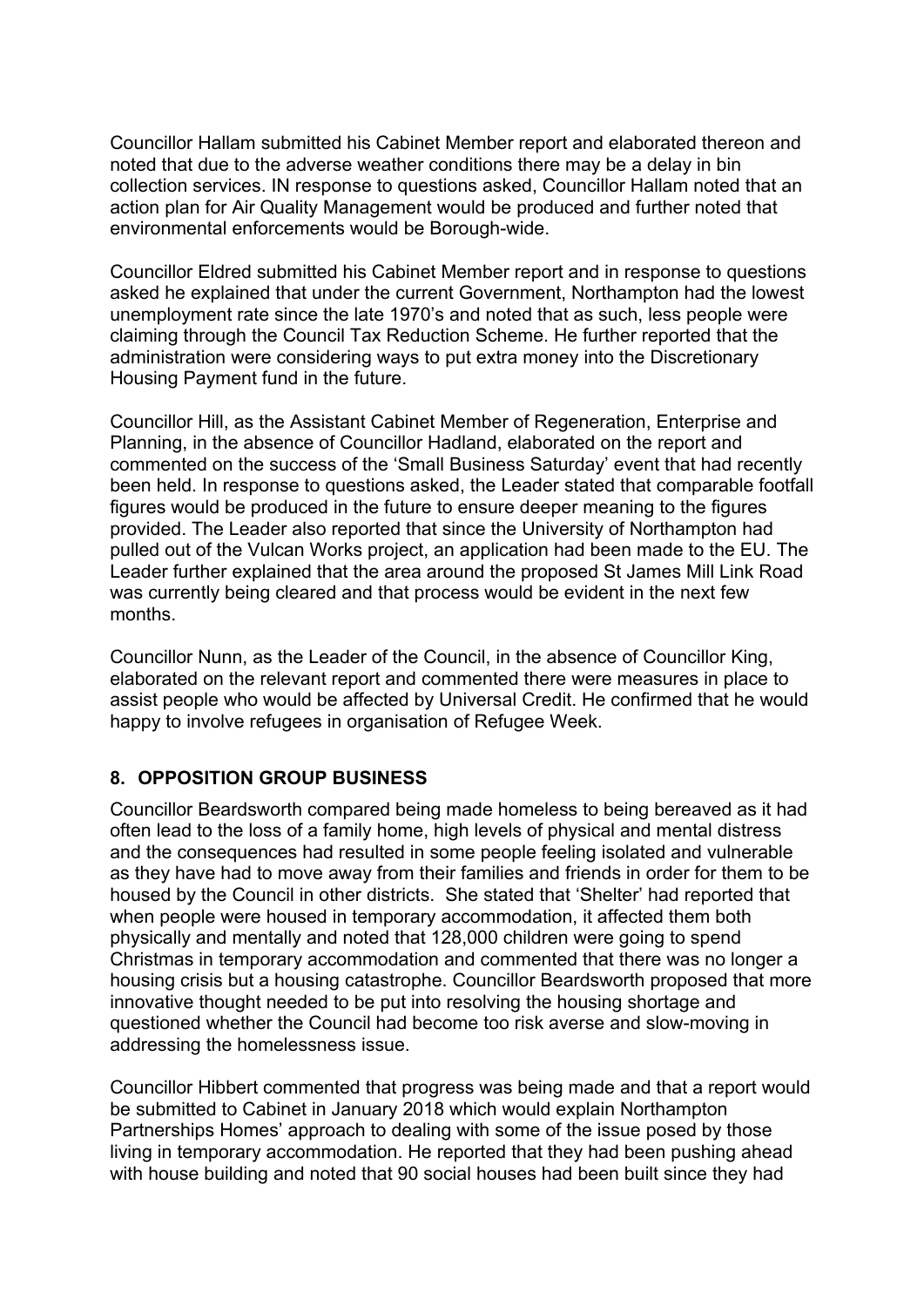Councillor Hallam submitted his Cabinet Member report and elaborated thereon and noted that due to the adverse weather conditions there may be a delay in bin collection services. IN response to questions asked, Councillor Hallam noted that an action plan for Air Quality Management would be produced and further noted that environmental enforcements would be Borough-wide.

Councillor Eldred submitted his Cabinet Member report and in response to questions asked he explained that under the current Government, Northampton had the lowest unemployment rate since the late 1970's and noted that as such, less people were claiming through the Council Tax Reduction Scheme. He further reported that the administration were considering ways to put extra money into the Discretionary Housing Payment fund in the future.

Councillor Hill, as the Assistant Cabinet Member of Regeneration, Enterprise and Planning, in the absence of Councillor Hadland, elaborated on the report and commented on the success of the 'Small Business Saturday' event that had recently been held. In response to questions asked, the Leader stated that comparable footfall figures would be produced in the future to ensure deeper meaning to the figures provided. The Leader also reported that since the University of Northampton had pulled out of the Vulcan Works project, an application had been made to the EU. The Leader further explained that the area around the proposed St James Mill Link Road was currently being cleared and that process would be evident in the next few months.

Councillor Nunn, as the Leader of the Council, in the absence of Councillor King, elaborated on the relevant report and commented there were measures in place to assist people who would be affected by Universal Credit. He confirmed that he would happy to involve refugees in organisation of Refugee Week.

## 8. OPPOSITION GROUP BUSINESS

Councillor Beardsworth compared being made homeless to being bereaved as it had often lead to the loss of a family home, high levels of physical and mental distress and the consequences had resulted in some people feeling isolated and vulnerable as they have had to move away from their families and friends in order for them to be housed by the Council in other districts. She stated that 'Shelter' had reported that when people were housed in temporary accommodation, it affected them both physically and mentally and noted that 128,000 children were going to spend Christmas in temporary accommodation and commented that there was no longer a housing crisis but a housing catastrophe. Councillor Beardsworth proposed that more innovative thought needed to be put into resolving the housing shortage and questioned whether the Council had become too risk averse and slow-moving in addressing the homelessness issue.

Councillor Hibbert commented that progress was being made and that a report would be submitted to Cabinet in January 2018 which would explain Northampton Partnerships Homes' approach to dealing with some of the issue posed by those living in temporary accommodation. He reported that they had been pushing ahead with house building and noted that 90 social houses had been built since they had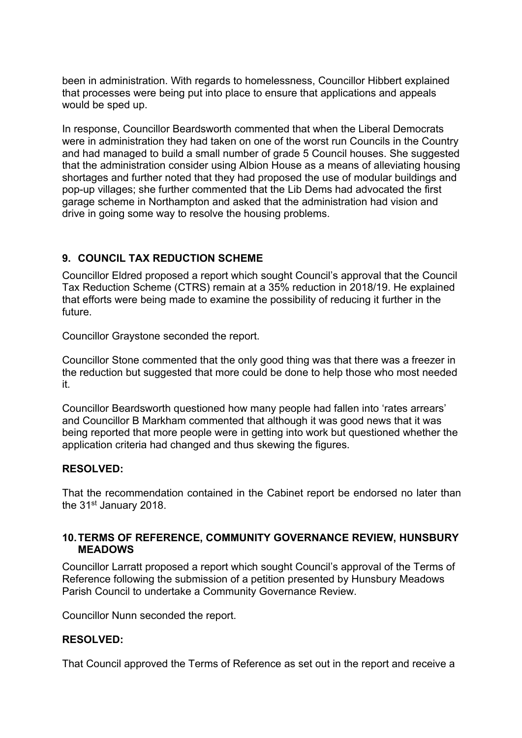been in administration. With regards to homelessness, Councillor Hibbert explained that processes were being put into place to ensure that applications and appeals would be sped up.

In response, Councillor Beardsworth commented that when the Liberal Democrats were in administration they had taken on one of the worst run Councils in the Country and had managed to build a small number of grade 5 Council houses. She suggested that the administration consider using Albion House as a means of alleviating housing shortages and further noted that they had proposed the use of modular buildings and pop-up villages; she further commented that the Lib Dems had advocated the first garage scheme in Northampton and asked that the administration had vision and drive in going some way to resolve the housing problems.

## 9. COUNCIL TAX REDUCTION SCHEME

Councillor Eldred proposed a report which sought Council's approval that the Council Tax Reduction Scheme (CTRS) remain at a 35% reduction in 2018/19. He explained that efforts were being made to examine the possibility of reducing it further in the future.

Councillor Graystone seconded the report.

Councillor Stone commented that the only good thing was that there was a freezer in the reduction but suggested that more could be done to help those who most needed it.

Councillor Beardsworth questioned how many people had fallen into 'rates arrears' and Councillor B Markham commented that although it was good news that it was being reported that more people were in getting into work but questioned whether the application criteria had changed and thus skewing the figures.

**RESOLVED:**

That the recommendation contained in the Cabinet report be endorsed no later than the 31st January 2018.

## 10. TERMS OF REFERENCE, COMMUNITY GOVERNANCE REVIEW, HUNSBURY MEADOWS

Councillor Larratt proposed a report which sought Council's approval of the Terms of Reference following the submission of a petition presented by Hunsbury Meadows Parish Council to undertake a Community Governance Review.

Councillor Nunn seconded the report.

**RESOLVED:**

That Council approved the Terms of Reference as set out in the report and receive a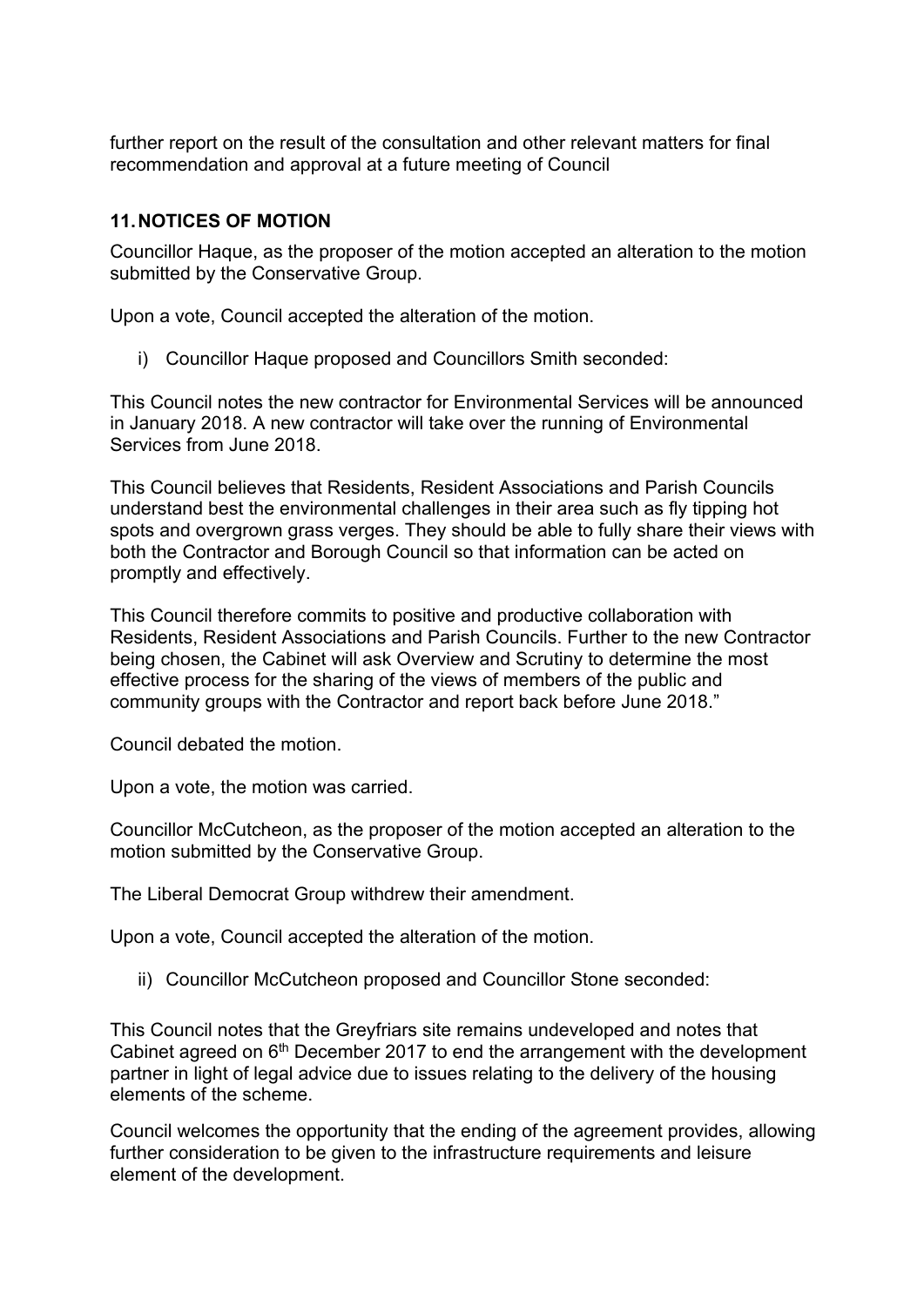further report on the result of the consultation and other relevant matters for final recommendation and approval at a future meeting of Council

## 11. NOTICES OF MOTION

Councillor Haque, as the proposer of the motion accepted an alteration to the motion submitted by the Conservative Group.

Upon a vote, Council accepted the alteration of the motion.

i) Councillor Haque proposed and Councillors Smith seconded:

This Council notes the new contractor for Environmental Services will be announced in January 2018. A new contractor will take over the running of Environmental Services from June 2018.

This Council believes that Residents, Resident Associations and Parish Councils understand best the environmental challenges in their area such as fly tipping hot spots and overgrown grass verges. They should be able to fully share their views with both the Contractor and Borough Council so that information can be acted on promptly and effectively.

This Council therefore commits to positive and productive collaboration with Residents, Resident Associations and Parish Councils. Further to the new Contractor being chosen, the Cabinet will ask Overview and Scrutiny to determine the most effective process for the sharing of the views of members of the public and community groups with the Contractor and report back before June 2018."

Council debated the motion.

Upon a vote, the motion was carried.

Councillor McCutcheon, as the proposer of the motion accepted an alteration to the motion submitted by the Conservative Group.

The Liberal Democrat Group withdrew their amendment.

Upon a vote, Council accepted the alteration of the motion.

ii) Councillor McCutcheon proposed and Councillor Stone seconded:

This Council notes that the Greyfriars site remains undeveloped and notes that Cabinet agreed on 6th December 2017 to end the arrangement with the development partner in light of legal advice due to issues relating to the delivery of the housing elements of the scheme.

Council welcomes the opportunity that the ending of the agreement provides, allowing further consideration to be given to the infrastructure requirements and leisure element of the development.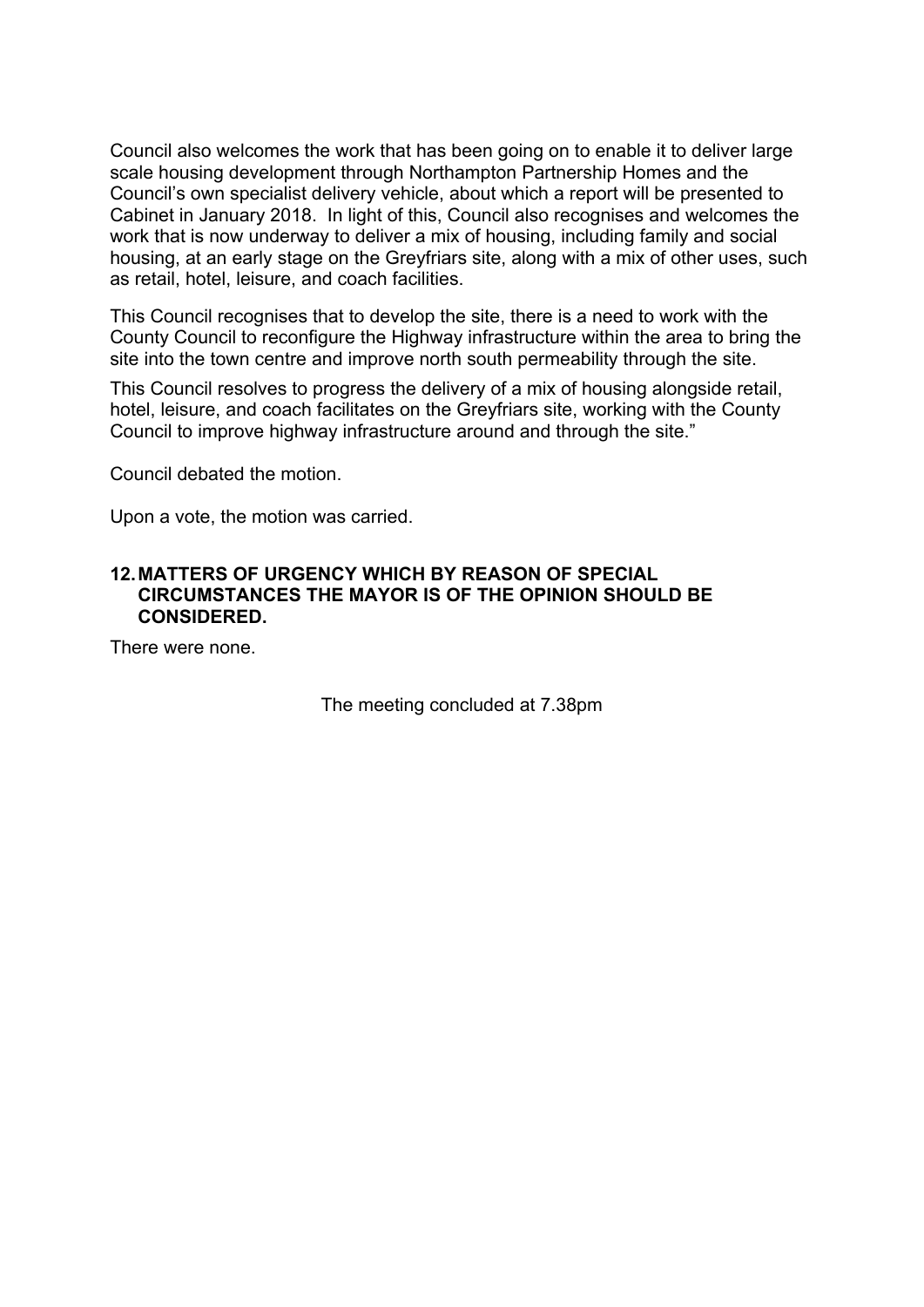Council also welcomes the work that has been going on to enable it to deliver large scale housing development through Northampton Partnership Homes and the Council's own specialist delivery vehicle, about which a report will be presented to Cabinet in January 2018. In light of this, Council also recognises and welcomes the work that is now underway to deliver a mix of housing, including family and social housing, at an early stage on the Greyfriars site, along with a mix of other uses, such as retail, hotel, leisure, and coach facilities.

This Council recognises that to develop the site, there is a need to work with the County Council to reconfigure the Highway infrastructure within the area to bring the site into the town centre and improve north south permeability through the site.

This Council resolves to progress the delivery of a mix of housing alongside retail, hotel, leisure, and coach facilitates on the Greyfriars site, working with the County Council to improve highway infrastructure around and through the site."

Council debated the motion.

Upon a vote, the motion was carried.

**12. MATTERS OF URGENCY WHICH BY REASON OF SPECIAL CIRCUMSTANCES THE MAYOR IS OF THE OPINION SHOULD BE CONSIDERED.**

There were none.

The meeting concluded at 7.38pm